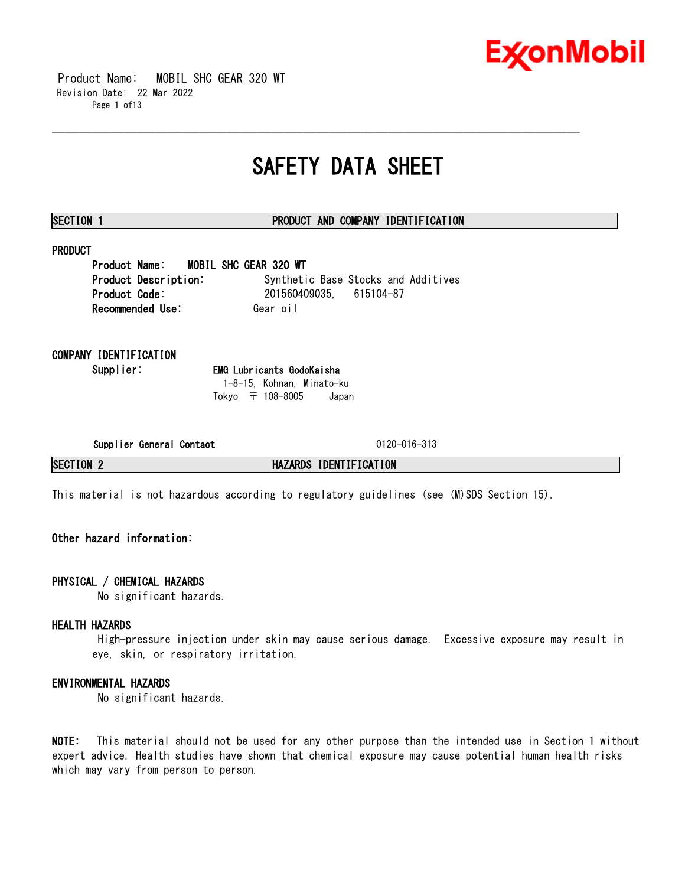# SAFETY DATA SHEET

## SECTION 1 PRODUCT AND COMPANY IDENTIFICATION

### PRODUCT

**Product Name:** **MOBIL SHC GEAR 320 WT**
**Product Description:** Synthetic Base Stocks and Additives
**Product Code:** 201560409035, 615104-87
**Recommended Use:** Gear oil

### COMPANY IDENTIFICATION

**Supplier:** **EMG Lubricants GodoKaisha**
1-8-15, Kohnan, Minato-ku
Tokyo 〒 108-8005 Japan

**Supplier General Contact** 0120-016-313

## SECTION 2 HAZARDS IDENTIFICATION

This material is not hazardous according to regulatory guidelines (see (M)SDS Section 15).

**Other hazard information:**

### PHYSICAL / CHEMICAL HAZARDS

No significant hazards.

### HEALTH HAZARDS

High-pressure injection under skin may cause serious damage. Excessive exposure may result in eye, skin, or respiratory irritation.

### ENVIRONMENTAL HAZARDS

No significant hazards.

**NOTE:** This material should not be used for any other purpose than the intended use in Section 1 without expert advice. Health studies have shown that chemical exposure may cause potential human health risks which may vary from person to person.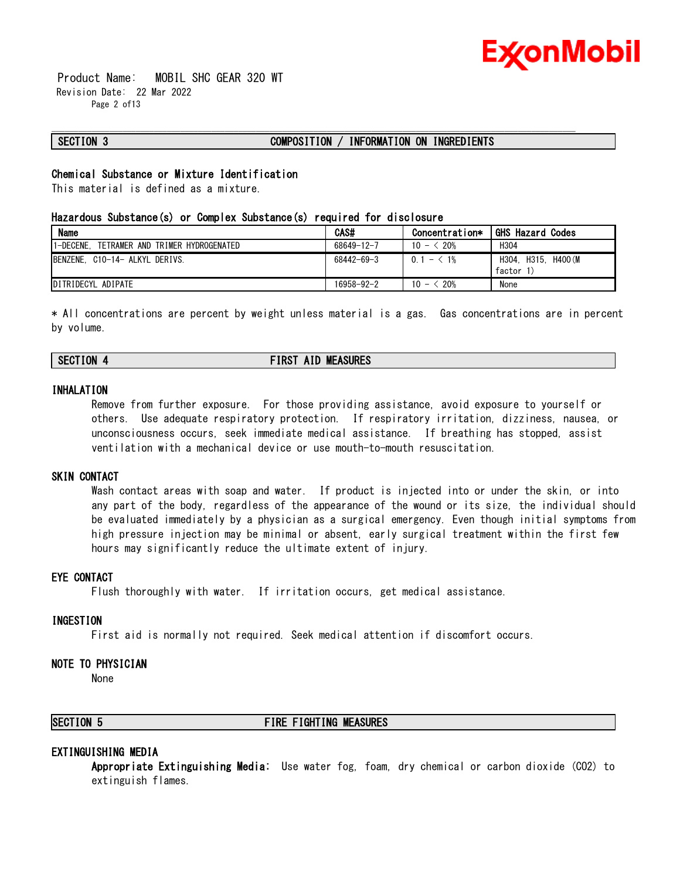## SECTION 3 COMPOSITION / INFORMATION ON INGREDIENTS

### Chemical Substance or Mixture Identification

This material is defined as a mixture.

### Hazardous Substance(s) or Complex Substance(s) required for disclosure

| Name | CAS# | Concentration* | GHS Hazard Codes |
|---|---|---|---|
| 1-DECENE, TETRAMER AND TRIMER HYDROGENATED | 68649-12-7 | 10 - < 20% | H304 |
| BENZENE, C10-14- ALKYL DERIVS. | 68442-69-3 | 0.1 - < 1% | H304, H315, H400(M factor 1) |
| DITRIDECYL ADIPATE | 16958-92-2 | 10 - < 20% | None |

* All concentrations are percent by weight unless material is a gas. Gas concentrations are in percent by volume.

## SECTION 4 FIRST AID MEASURES

### INHALATION

Remove from further exposure. For those providing assistance, avoid exposure to yourself or others. Use adequate respiratory protection. If respiratory irritation, dizziness, nausea, or unconsciousness occurs, seek immediate medical assistance. If breathing has stopped, assist ventilation with a mechanical device or use mouth-to-mouth resuscitation.

### SKIN CONTACT

Wash contact areas with soap and water. If product is injected into or under the skin, or into any part of the body, regardless of the appearance of the wound or its size, the individual should be evaluated immediately by a physician as a surgical emergency. Even though initial symptoms from high pressure injection may be minimal or absent, early surgical treatment within the first few hours may significantly reduce the ultimate extent of injury.

### EYE CONTACT

Flush thoroughly with water. If irritation occurs, get medical assistance.

### INGESTION

First aid is normally not required. Seek medical attention if discomfort occurs.

### NOTE TO PHYSICIAN

None

## SECTION 5 FIRE FIGHTING MEASURES

### EXTINGUISHING MEDIA

**Appropriate Extinguishing Media:** Use water fog, foam, dry chemical or carbon dioxide ($CO_2$) to extinguish flames.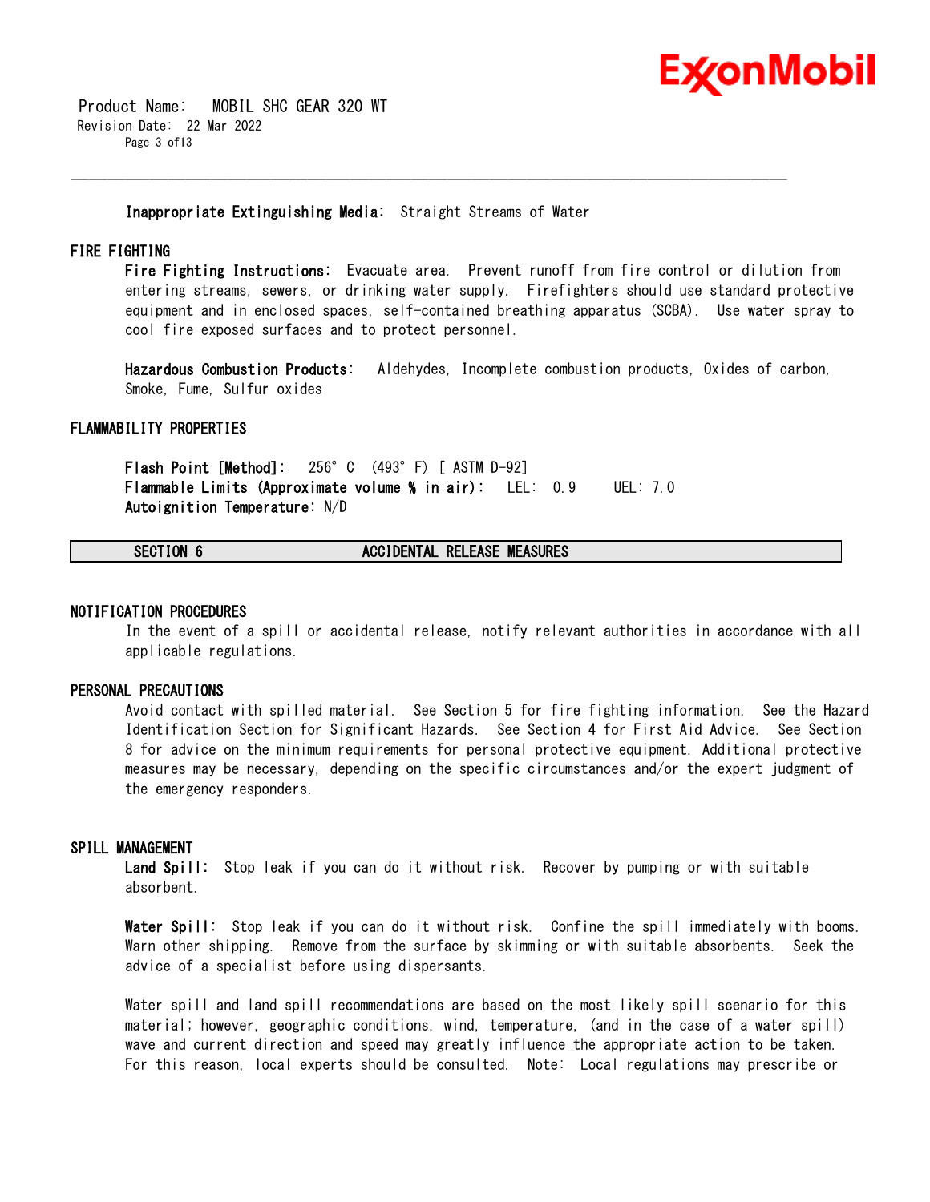**Inappropriate Extinguishing Media:** Straight Streams of Water

## FIRE FIGHTING

**Fire Fighting Instructions:** Evacuate area. Prevent runoff from fire control or dilution from entering streams, sewers, or drinking water supply. Firefighters should use standard protective equipment and in enclosed spaces, self-contained breathing apparatus (SCBA). Use water spray to cool fire exposed surfaces and to protect personnel.

**Hazardous Combustion Products:** Aldehydes, Incomplete combustion products, Oxides of carbon, Smoke, Fume, Sulfur oxides

## FLAMMABILITY PROPERTIES

**Flash Point [Method]:** 256°C (493°F) [ ASTM D-92]
**Flammable Limits (Approximate volume % in air):** LEL: 0.9 UEL: 7.0
**Autoignition Temperature:** N/D

# SECTION 6 ACCIDENTAL RELEASE MEASURES

## NOTIFICATION PROCEDURES

In the event of a spill or accidental release, notify relevant authorities in accordance with all applicable regulations.

## PERSONAL PRECAUTIONS

Avoid contact with spilled material. See Section 5 for fire fighting information. See the Hazard Identification Section for Significant Hazards. See Section 4 for First Aid Advice. See Section 8 for advice on the minimum requirements for personal protective equipment. Additional protective measures may be necessary, depending on the specific circumstances and/or the expert judgment of the emergency responders.

## SPILL MANAGEMENT

**Land Spill:** Stop leak if you can do it without risk. Recover by pumping or with suitable absorbent.

**Water Spill:** Stop leak if you can do it without risk. Confine the spill immediately with booms. Warn other shipping. Remove from the surface by skimming or with suitable absorbents. Seek the advice of a specialist before using dispersants.

Water spill and land spill recommendations are based on the most likely spill scenario for this material; however, geographic conditions, wind, temperature, (and in the case of a water spill) wave and current direction and speed may greatly influence the appropriate action to be taken. For this reason, local experts should be consulted. Note: Local regulations may prescribe or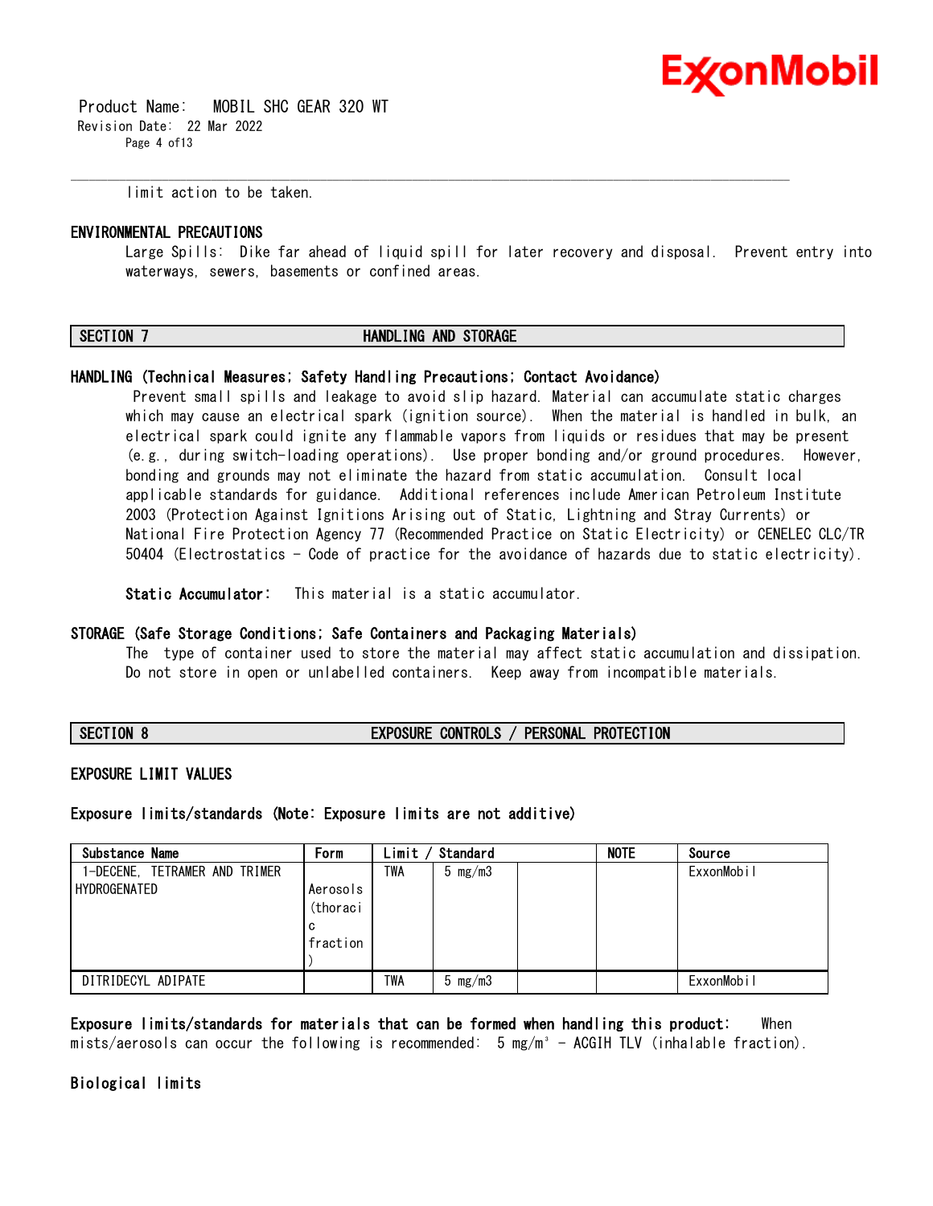limit action to be taken.

### ENVIRONMENTAL PRECAUTIONS

Large Spills: Dike far ahead of liquid spill for later recovery and disposal. Prevent entry into waterways, sewers, basements or confined areas.

## SECTION 7 HANDLING AND STORAGE

### HANDLING (Technical Measures; Safety Handling Precautions; Contact Avoidance)

Prevent small spills and leakage to avoid slip hazard. Material can accumulate static charges which may cause an electrical spark (ignition source). When the material is handled in bulk, an electrical spark could ignite any flammable vapors from liquids or residues that may be present (e.g., during switch-loading operations). Use proper bonding and/or ground procedures. However, bonding and grounds may not eliminate the hazard from static accumulation. Consult local applicable standards for guidance. Additional references include American Petroleum Institute 2003 (Protection Against Ignitions Arising out of Static, Lightning and Stray Currents) or National Fire Protection Agency 77 (Recommended Practice on Static Electricity) or CENELEC CLC/TR 50404 (Electrostatics - Code of practice for the avoidance of hazards due to static electricity).

**Static Accumulator:** This material is a static accumulator.

### STORAGE (Safe Storage Conditions; Safe Containers and Packaging Materials)

The type of container used to store the material may affect static accumulation and dissipation. Do not store in open or unlabelled containers. Keep away from incompatible materials.

## SECTION 8 EXPOSURE CONTROLS / PERSONAL PROTECTION

### EXPOSURE LIMIT VALUES

**Exposure limits/standards (Note: Exposure limits are not additive)**

| Substance Name | Form | Limit / Standard | | | NOTE | Source |
|---|---|---|---|---|---|---|
| 1-DECENE, TETRAMER AND TRIMER HYDROGENATED | Aerosols (thoracic fraction) | TWA | 5 mg/m3 | | | ExxonMobil |
| DITRIDECYL ADIPATE | | TWA | 5 mg/m3 | | | ExxonMobil |

**Exposure limits/standards for materials that can be formed when handling this product:** When mists/aerosols can occur the following is recommended: 5 mg/m³ - ACGIH TLV (inhalable fraction).

### Biological limits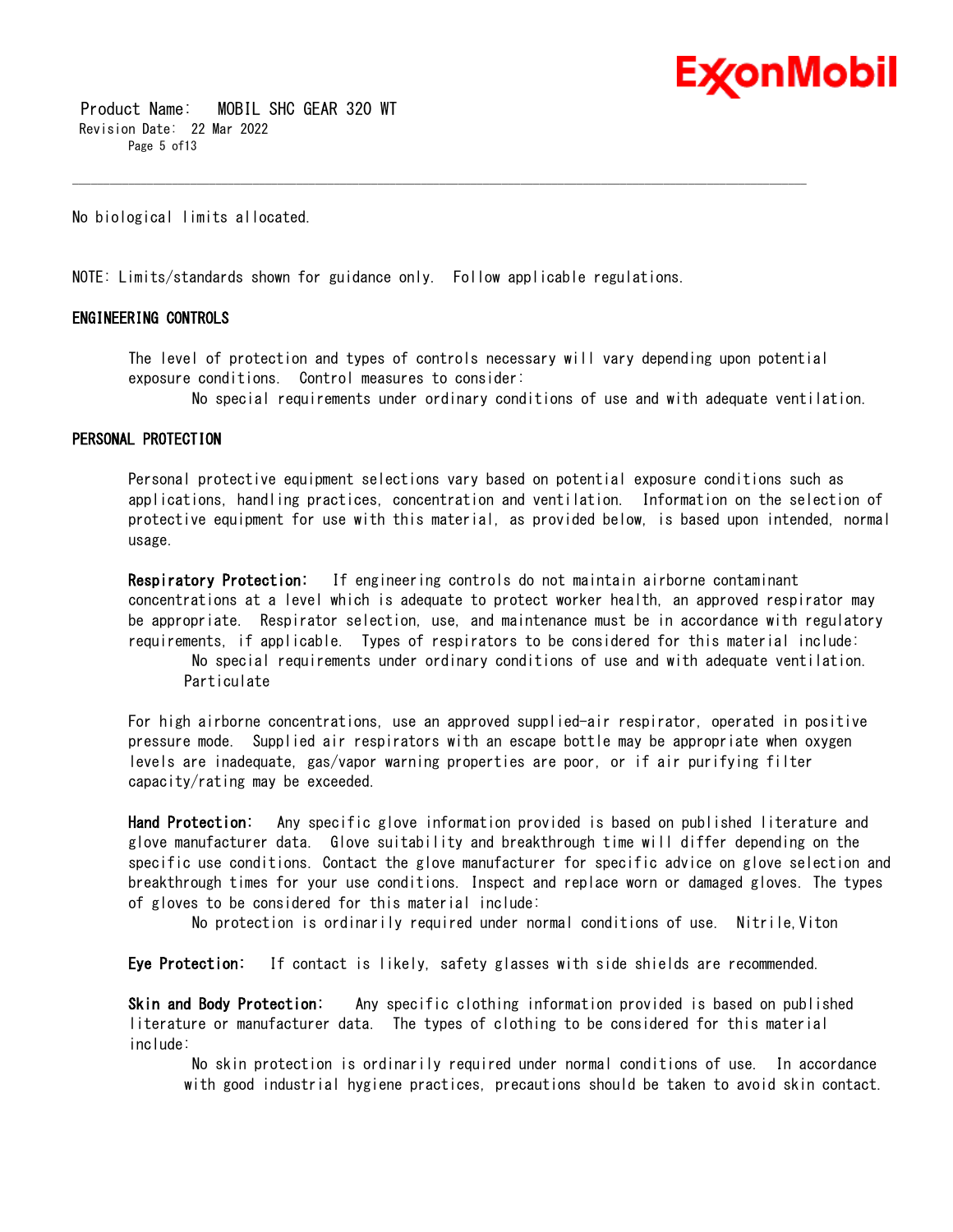No biological limits allocated.

NOTE: Limits/standards shown for guidance only. Follow applicable regulations.

### ENGINEERING CONTROLS

The level of protection and types of controls necessary will vary depending upon potential exposure conditions. Control measures to consider:

No special requirements under ordinary conditions of use and with adequate ventilation.

### PERSONAL PROTECTION

Personal protective equipment selections vary based on potential exposure conditions such as applications, handling practices, concentration and ventilation. Information on the selection of protective equipment for use with this material, as provided below, is based upon intended, normal usage.

**Respiratory Protection:** If engineering controls do not maintain airborne contaminant concentrations at a level which is adequate to protect worker health, an approved respirator may be appropriate. Respirator selection, use, and maintenance must be in accordance with regulatory requirements, if applicable. Types of respirators to be considered for this material include:

No special requirements under ordinary conditions of use and with adequate ventilation.
Particulate

For high airborne concentrations, use an approved supplied-air respirator, operated in positive pressure mode. Supplied air respirators with an escape bottle may be appropriate when oxygen levels are inadequate, gas/vapor warning properties are poor, or if air purifying filter capacity/rating may be exceeded.

**Hand Protection:** Any specific glove information provided is based on published literature and glove manufacturer data. Glove suitability and breakthrough time will differ depending on the specific use conditions. Contact the glove manufacturer for specific advice on glove selection and breakthrough times for your use conditions. Inspect and replace worn or damaged gloves. The types of gloves to be considered for this material include:

No protection is ordinarily required under normal conditions of use. Nitrile,Viton

**Eye Protection:** If contact is likely, safety glasses with side shields are recommended.

**Skin and Body Protection:** Any specific clothing information provided is based on published literature or manufacturer data. The types of clothing to be considered for this material include:

No skin protection is ordinarily required under normal conditions of use. In accordance with good industrial hygiene practices, precautions should be taken to avoid skin contact.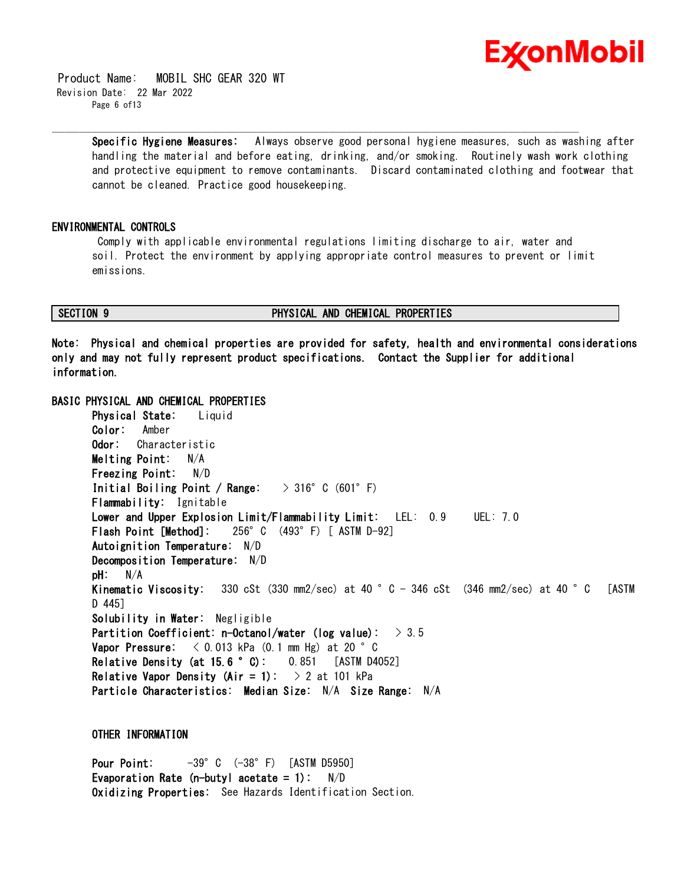**Specific Hygiene Measures:** Always observe good personal hygiene measures, such as washing after handling the material and before eating, drinking, and/or smoking. Routinely wash work clothing and protective equipment to remove contaminants. Discard contaminated clothing and footwear that cannot be cleaned. Practice good housekeeping.

## ENVIRONMENTAL CONTROLS

Comply with applicable environmental regulations limiting discharge to air, water and soil. Protect the environment by applying appropriate control measures to prevent or limit emissions.

## SECTION 9 PHYSICAL AND CHEMICAL PROPERTIES

**Note: Physical and chemical properties are provided for safety, health and environmental considerations only and may not fully represent product specifications. Contact the Supplier for additional information.**

### BASIC PHYSICAL AND CHEMICAL PROPERTIES

**Physical State:** Liquid
**Color:** Amber
**Odor:** Characteristic
**Melting Point:** N/A
**Freezing Point:** N/D
**Initial Boiling Point / Range:** > 316°C (601°F)
**Flammability:** Ignitable
**Lower and Upper Explosion Limit/Flammability Limit:** LEL: 0.9 UEL: 7.0
**Flash Point [Method]:** 256°C (493°F) [ ASTM D-92]
**Autoignition Temperature:** N/D
**Decomposition Temperature:** N/D
**pH:** N/A
**Kinematic Viscosity:** 330 cSt (330 mm2/sec) at 40 °C - 346 cSt (346 mm2/sec) at 40 °C [ASTM D 445]
**Solubility in Water:** Negligible
**Partition Coefficient: n-Octanol/water (log value):** > 3.5
**Vapor Pressure:** < 0.013 kPa (0.1 mm Hg) at 20 °C
**Relative Density (at 15.6 °C):** 0.851 [ASTM D4052]
**Relative Vapor Density (Air = 1):** > 2 at 101 kPa
**Particle Characteristics: Median Size:** N/A **Size Range:** N/A

### OTHER INFORMATION

**Pour Point:** -39°C (-38°F) [ASTM D5950]
**Evaporation Rate (n-butyl acetate = 1):** N/D
**Oxidizing Properties:** See Hazards Identification Section.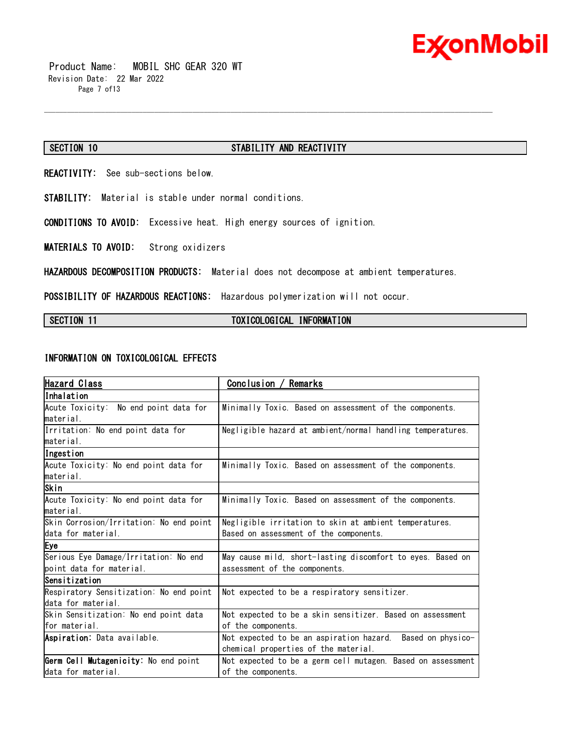## SECTION 10 STABILITY AND REACTIVITY

**REACTIVITY:** See sub-sections below.

**STABILITY:** Material is stable under normal conditions.

**CONDITIONS TO AVOID:** Excessive heat. High energy sources of ignition.

**MATERIALS TO AVOID:** Strong oxidizers

**HAZARDOUS DECOMPOSITION PRODUCTS:** Material does not decompose at ambient temperatures.

**POSSIBILITY OF HAZARDOUS REACTIONS:** Hazardous polymerization will not occur.

## SECTION 11 TOXICOLOGICAL INFORMATION

### INFORMATION ON TOXICOLOGICAL EFFECTS

| Hazard Class | Conclusion / Remarks |
|---|---|
| **Inhalation** | |
| Acute Toxicity: No end point data for material. | Minimally Toxic. Based on assessment of the components. |
| Irritation: No end point data for material. | Negligible hazard at ambient/normal handling temperatures. |
| **Ingestion** | |
| Acute Toxicity: No end point data for material. | Minimally Toxic. Based on assessment of the components. |
| **Skin** | |
| Acute Toxicity: No end point data for material. | Minimally Toxic. Based on assessment of the components. |
| Skin Corrosion/Irritation: No end point data for material. | Negligible irritation to skin at ambient temperatures. Based on assessment of the components. |
| **Eye** | |
| Serious Eye Damage/Irritation: No end point data for material. | May cause mild, short-lasting discomfort to eyes. Based on assessment of the components. |
| **Sensitization** | |
| Respiratory Sensitization: No end point data for material. | Not expected to be a respiratory sensitizer. |
| Skin Sensitization: No end point data for material. | Not expected to be a skin sensitizer. Based on assessment of the components. |
| **Aspiration:** Data available. | Not expected to be an aspiration hazard. Based on physico-chemical properties of the material. |
| **Germ Cell Mutagenicity:** No end point data for material. | Not expected to be a germ cell mutagen. Based on assessment of the components. |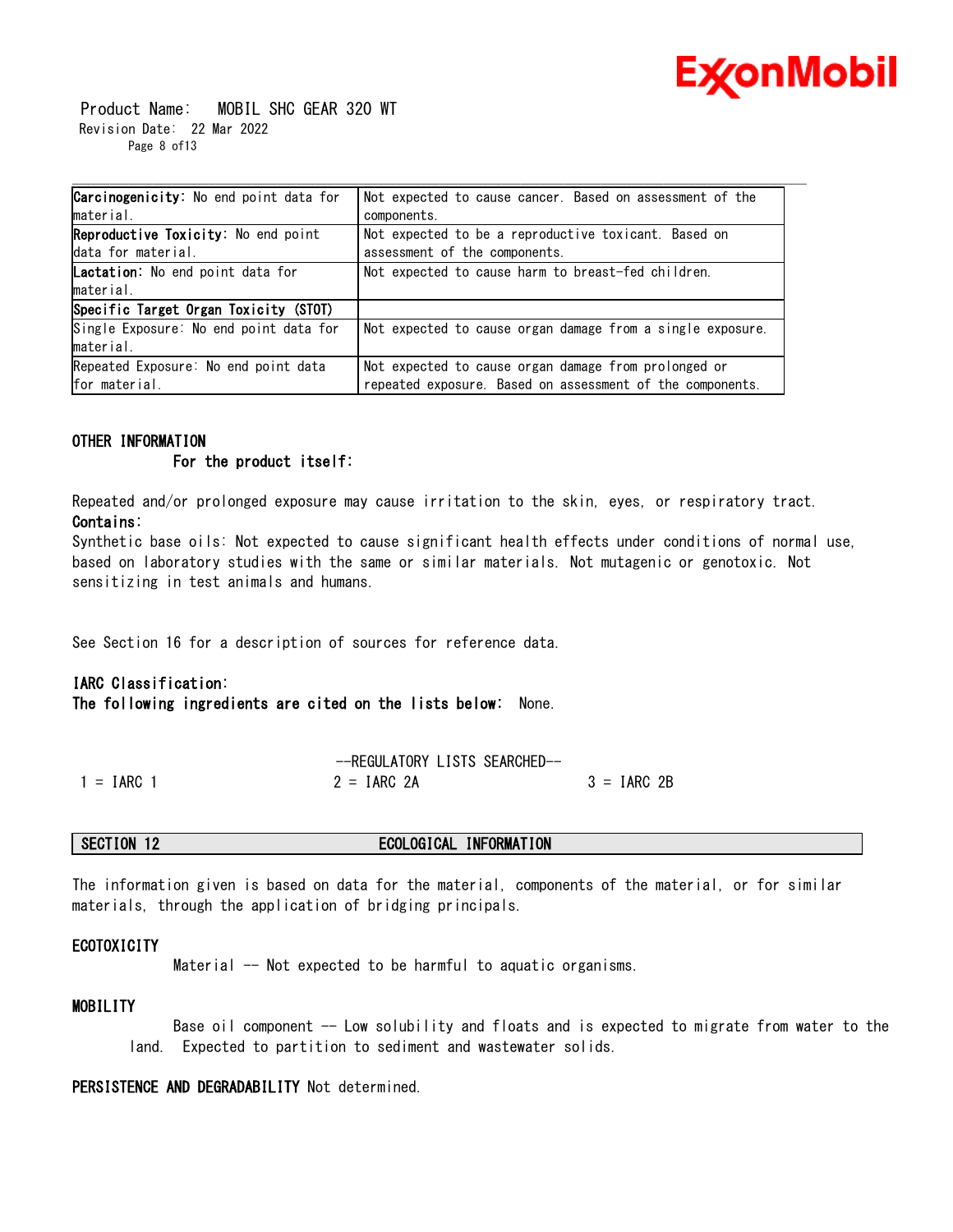| | |
|---|---|
| **Carcinogenicity:** No end point data for material. | Not expected to cause cancer. Based on assessment of the components. |
| **Reproductive Toxicity:** No end point data for material. | Not expected to be a reproductive toxicant. Based on assessment of the components. |
| **Lactation:** No end point data for material. | Not expected to cause harm to breast-fed children. |
| **Specific Target Organ Toxicity (STOT)** | |
| Single Exposure: No end point data for material. | Not expected to cause organ damage from a single exposure. |
| Repeated Exposure: No end point data for material. | Not expected to cause organ damage from prolonged or repeated exposure. Based on assessment of the components. |

**OTHER INFORMATION**

**For the product itself:**

Repeated and/or prolonged exposure may cause irritation to the skin, eyes, or respiratory tract.

**Contains:**

Synthetic base oils: Not expected to cause significant health effects under conditions of normal use, based on laboratory studies with the same or similar materials. Not mutagenic or genotoxic. Not sensitizing in test animals and humans.

See Section 16 for a description of sources for reference data.

**IARC Classification:**

**The following ingredients are cited on the lists below:** None.

--REGULATORY LISTS SEARCHED--

1 = IARC 1    2 = IARC 2A    3 = IARC 2B

## SECTION 12 ECOLOGICAL INFORMATION

The information given is based on data for the material, components of the material, or for similar materials, through the application of bridging principals.

**ECOTOXICITY**

Material -- Not expected to be harmful to aquatic organisms.

**MOBILITY**

Base oil component -- Low solubility and floats and is expected to migrate from water to the land. Expected to partition to sediment and wastewater solids.

**PERSISTENCE AND DEGRADABILITY** Not determined.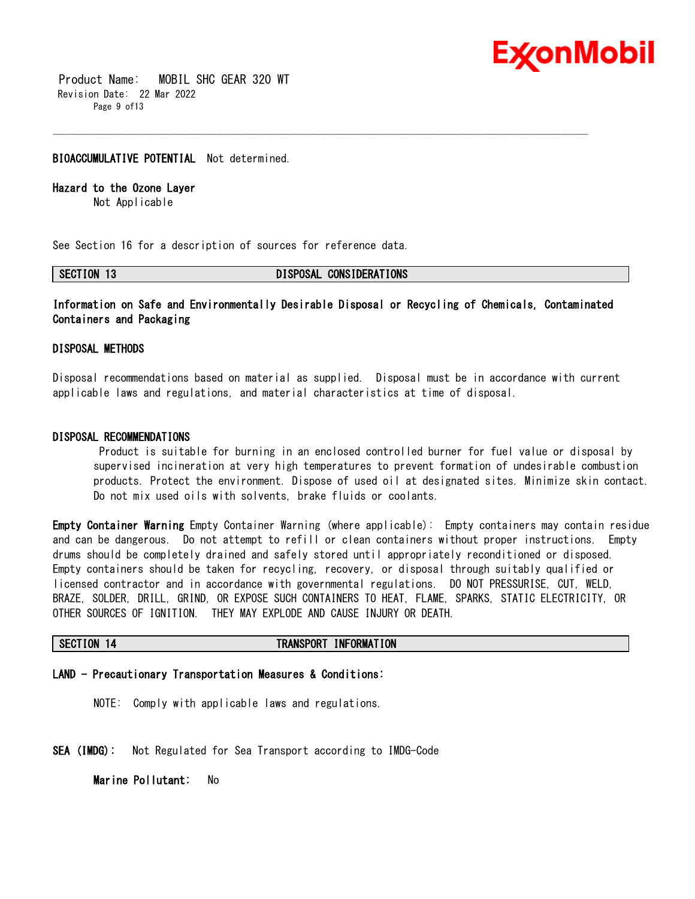**BIOACCUMULATIVE POTENTIAL** Not determined.

**Hazard to the Ozone Layer**

Not Applicable

See Section 16 for a description of sources for reference data.

## SECTION 13 DISPOSAL CONSIDERATIONS

**Information on Safe and Environmentally Desirable Disposal or Recycling of Chemicals, Contaminated Containers and Packaging**

### DISPOSAL METHODS

Disposal recommendations based on material as supplied. Disposal must be in accordance with current applicable laws and regulations, and material characteristics at time of disposal.

### DISPOSAL RECOMMENDATIONS

Product is suitable for burning in an enclosed controlled burner for fuel value or disposal by supervised incineration at very high temperatures to prevent formation of undesirable combustion products. Protect the environment. Dispose of used oil at designated sites. Minimize skin contact. Do not mix used oils with solvents, brake fluids or coolants.

**Empty Container Warning** Empty Container Warning (where applicable): Empty containers may contain residue and can be dangerous. Do not attempt to refill or clean containers without proper instructions. Empty drums should be completely drained and safely stored until appropriately reconditioned or disposed. Empty containers should be taken for recycling, recovery, or disposal through suitably qualified or licensed contractor and in accordance with governmental regulations. DO NOT PRESSURISE, CUT, WELD, BRAZE, SOLDER, DRILL, GRIND, OR EXPOSE SUCH CONTAINERS TO HEAT, FLAME, SPARKS, STATIC ELECTRICITY, OR OTHER SOURCES OF IGNITION. THEY MAY EXPLODE AND CAUSE INJURY OR DEATH.

## SECTION 14 TRANSPORT INFORMATION

**LAND - Precautionary Transportation Measures & Conditions:**

NOTE: Comply with applicable laws and regulations.

**SEA (IMDG):** Not Regulated for Sea Transport according to IMDG-Code

**Marine Pollutant:** No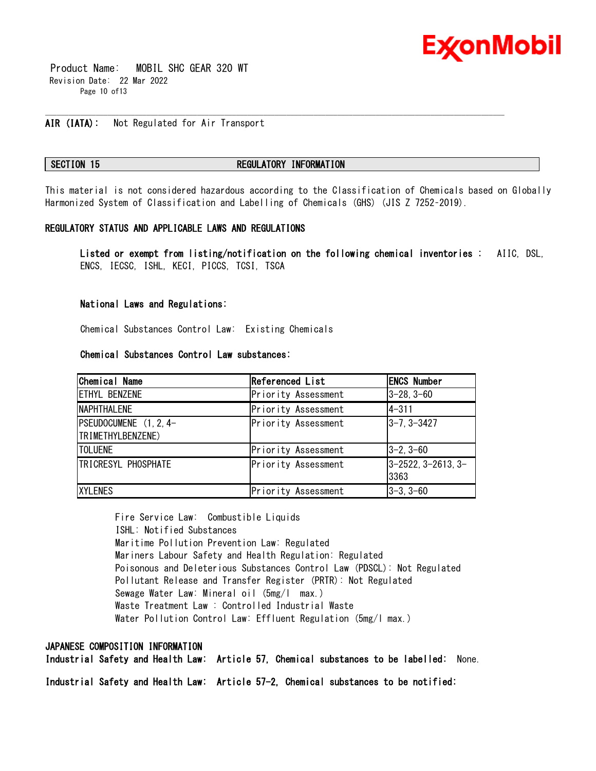**AIR (IATA):** Not Regulated for Air Transport

## SECTION 15 REGULATORY INFORMATION

This material is not considered hazardous according to the Classification of Chemicals based on Globally Harmonized System of Classification and Labelling of Chemicals (GHS) (JIS Z 7252-2019).

### REGULATORY STATUS AND APPLICABLE LAWS AND REGULATIONS

**Listed or exempt from listing/notification on the following chemical inventories :** AIIC, DSL, ENCS, IECSC, ISHL, KECI, PICCS, TCSI, TSCA

**National Laws and Regulations:**

Chemical Substances Control Law: Existing Chemicals

**Chemical Substances Control Law substances:**

| Chemical Name | Referenced List | ENCS Number |
|---|---|---|
| ETHYL BENZENE | Priority Assessment | 3-28, 3-60 |
| NAPHTHALENE | Priority Assessment | 4-311 |
| PSEUDOCUMENE (1,2,4-TRIMETHYLBENZENE) | Priority Assessment | 3-7, 3-3427 |
| TOLUENE | Priority Assessment | 3-2, 3-60 |
| TRICRESYL PHOSPHATE | Priority Assessment | 3-2522, 3-2613, 3-3363 |
| XYLENES | Priority Assessment | 3-3, 3-60 |

Fire Service Law: Combustible Liquids
ISHL: Notified Substances
Maritime Pollution Prevention Law: Regulated
Mariners Labour Safety and Health Regulation: Regulated
Poisonous and Deleterious Substances Control Law (PDSCL): Not Regulated
Pollutant Release and Transfer Register (PRTR): Not Regulated
Sewage Water Law: Mineral oil (5mg/l max.)
Waste Treatment Law : Controlled Industrial Waste
Water Pollution Control Law: Effluent Regulation (5mg/l max.)

### JAPANESE COMPOSITION INFORMATION

**Industrial Safety and Health Law: Article 57, Chemical substances to be labelled:** None.

**Industrial Safety and Health Law: Article 57-2, Chemical substances to be notified:**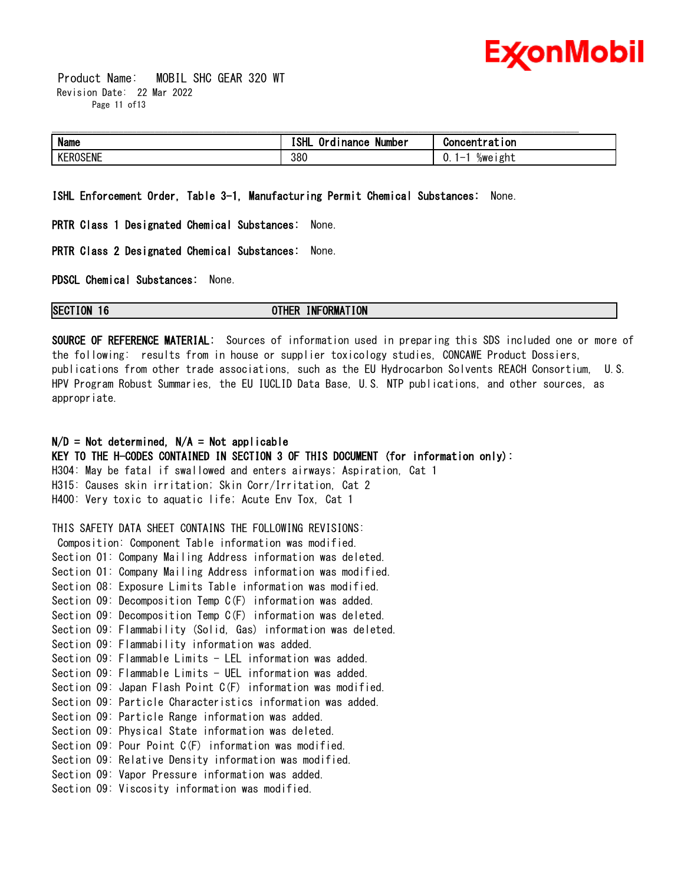| Name | ISHL Ordinance Number | Concentration |
|---|---|---|
| KEROSENE | 380 | 0.1-1 %weight |

**ISHL Enforcement Order, Table 3-1, Manufacturing Permit Chemical Substances:** None.

**PRTR Class 1 Designated Chemical Substances:** None.

**PRTR Class 2 Designated Chemical Substances:** None.

**PDSCL Chemical Substances:** None.

## SECTION 16 OTHER INFORMATION

**SOURCE OF REFERENCE MATERIAL:** Sources of information used in preparing this SDS included one or more of the following: results from in house or supplier toxicology studies, CONCAWE Product Dossiers, publications from other trade associations, such as the EU Hydrocarbon Solvents REACH Consortium, U.S. HPV Program Robust Summaries, the EU IUCLID Data Base, U.S. NTP publications, and other sources, as appropriate.

**N/D = Not determined, N/A = Not applicable**
**KEY TO THE H-CODES CONTAINED IN SECTION 3 OF THIS DOCUMENT (for information only):**
H304: May be fatal if swallowed and enters airways; Aspiration, Cat 1
H315: Causes skin irritation; Skin Corr/Irritation, Cat 2
H400: Very toxic to aquatic life; Acute Env Tox, Cat 1

THIS SAFETY DATA SHEET CONTAINS THE FOLLOWING REVISIONS:
Composition: Component Table information was modified.
Section 01: Company Mailing Address information was deleted.
Section 01: Company Mailing Address information was modified.
Section 08: Exposure Limits Table information was modified.
Section 09: Decomposition Temp C(F) information was added.
Section 09: Decomposition Temp C(F) information was deleted.
Section 09: Flammability (Solid, Gas) information was deleted.
Section 09: Flammability information was added.
Section 09: Flammable Limits - LEL information was added.
Section 09: Flammable Limits - UEL information was added.
Section 09: Japan Flash Point C(F) information was modified.
Section 09: Particle Characteristics information was added.
Section 09: Particle Range information was added.
Section 09: Physical State information was deleted.
Section 09: Pour Point C(F) information was modified.
Section 09: Relative Density information was modified.
Section 09: Vapor Pressure information was added.
Section 09: Viscosity information was modified.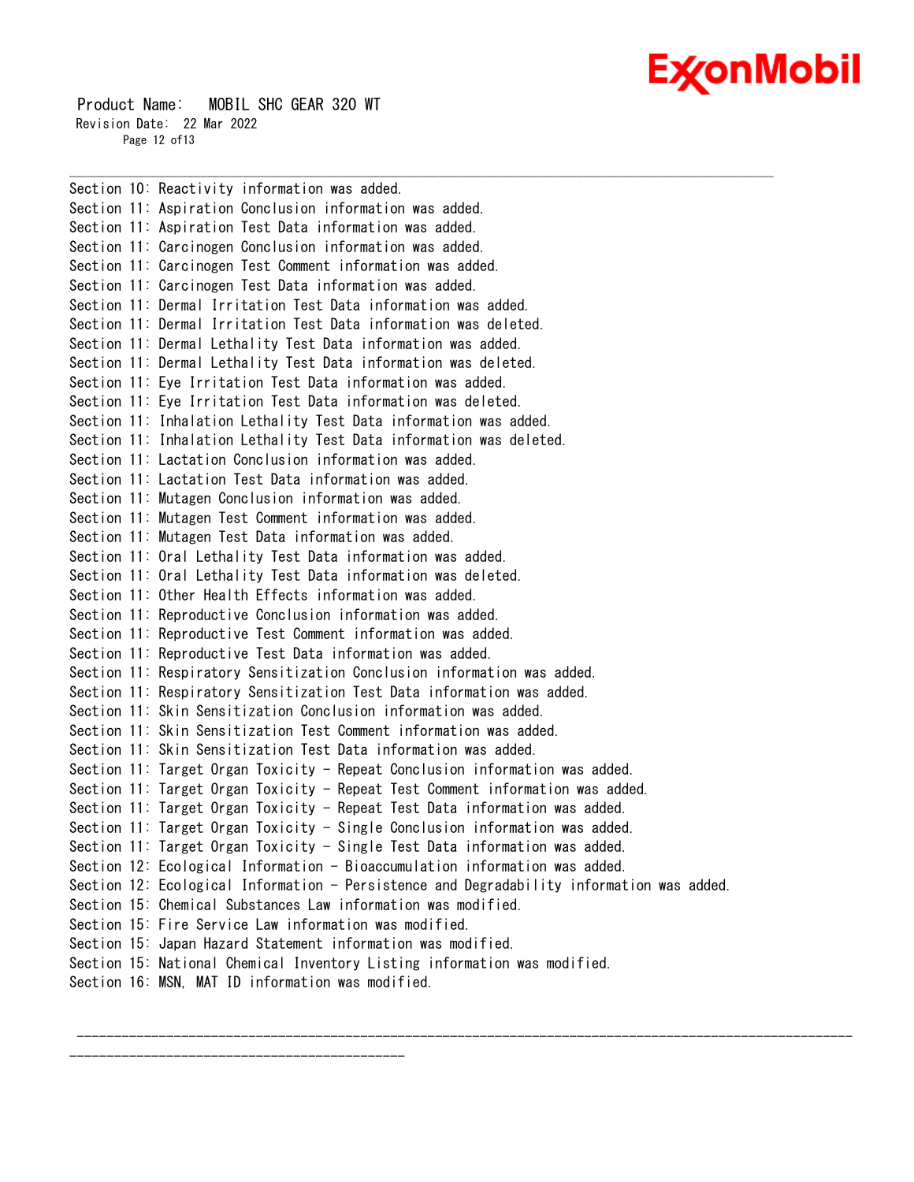Section 10: Reactivity information was added.
Section 11: Aspiration Conclusion information was added.
Section 11: Aspiration Test Data information was added.
Section 11: Carcinogen Conclusion information was added.
Section 11: Carcinogen Test Comment information was added.
Section 11: Carcinogen Test Data information was added.
Section 11: Dermal Irritation Test Data information was added.
Section 11: Dermal Irritation Test Data information was deleted.
Section 11: Dermal Lethality Test Data information was added.
Section 11: Dermal Lethality Test Data information was deleted.
Section 11: Eye Irritation Test Data information was added.
Section 11: Eye Irritation Test Data information was deleted.
Section 11: Inhalation Lethality Test Data information was added.
Section 11: Inhalation Lethality Test Data information was deleted.
Section 11: Lactation Conclusion information was added.
Section 11: Lactation Test Data information was added.
Section 11: Mutagen Conclusion information was added.
Section 11: Mutagen Test Comment information was added.
Section 11: Mutagen Test Data information was added.
Section 11: Oral Lethality Test Data information was added.
Section 11: Oral Lethality Test Data information was deleted.
Section 11: Other Health Effects information was added.
Section 11: Reproductive Conclusion information was added.
Section 11: Reproductive Test Comment information was added.
Section 11: Reproductive Test Data information was added.
Section 11: Respiratory Sensitization Conclusion information was added.
Section 11: Respiratory Sensitization Test Data information was added.
Section 11: Skin Sensitization Conclusion information was added.
Section 11: Skin Sensitization Test Comment information was added.
Section 11: Skin Sensitization Test Data information was added.
Section 11: Target Organ Toxicity - Repeat Conclusion information was added.
Section 11: Target Organ Toxicity - Repeat Test Comment information was added.
Section 11: Target Organ Toxicity - Repeat Test Data information was added.
Section 11: Target Organ Toxicity - Single Conclusion information was added.
Section 11: Target Organ Toxicity - Single Test Data information was added.
Section 12: Ecological Information - Bioaccumulation information was added.
Section 12: Ecological Information - Persistence and Degradability information was added.
Section 15: Chemical Substances Law information was modified.
Section 15: Fire Service Law information was modified.
Section 15: Japan Hazard Statement information was modified.
Section 15: National Chemical Inventory Listing information was modified.
Section 16: MSN, MAT ID information was modified.

---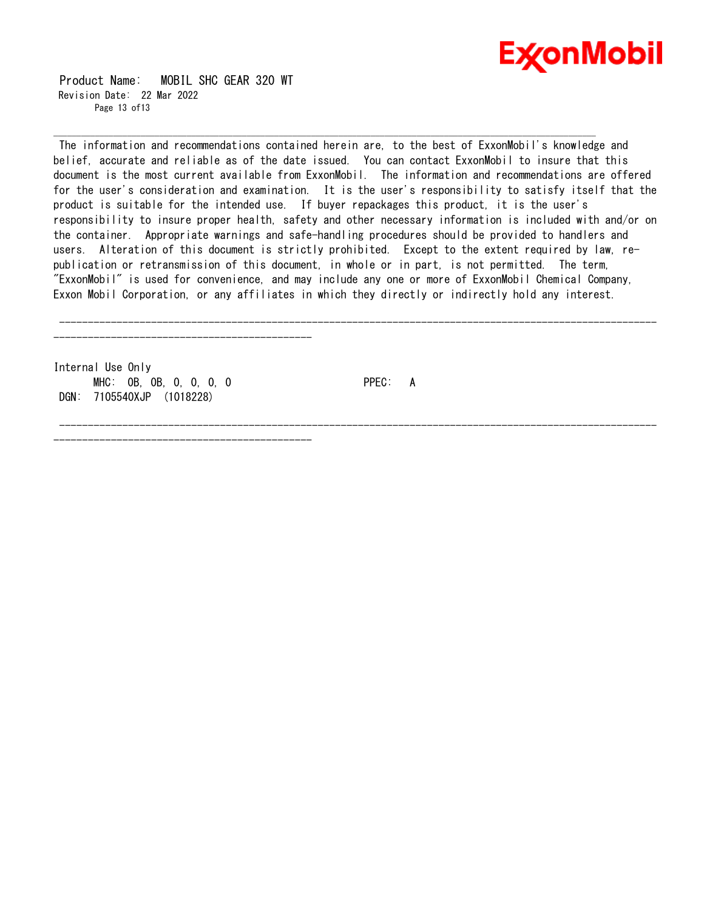The information and recommendations contained herein are, to the best of ExxonMobil's knowledge and belief, accurate and reliable as of the date issued. You can contact ExxonMobil to insure that this document is the most current available from ExxonMobil. The information and recommendations are offered for the user's consideration and examination. It is the user's responsibility to satisfy itself that the product is suitable for the intended use. If buyer repackages this product, it is the user's responsibility to insure proper health, safety and other necessary information is included with and/or on the container. Appropriate warnings and safe-handling procedures should be provided to handlers and users. Alteration of this document is strictly prohibited. Except to the extent required by law, re-publication or retransmission of this document, in whole or in part, is not permitted. The term, "ExxonMobil" is used for convenience, and may include any one or more of ExxonMobil Chemical Company, Exxon Mobil Corporation, or any affiliates in which they directly or indirectly hold any interest.

---

Internal Use Only
MHC: 0B, 0B, 0, 0, 0, 0 PPEC: A
DGN: 7105540XJP (1018228)

---